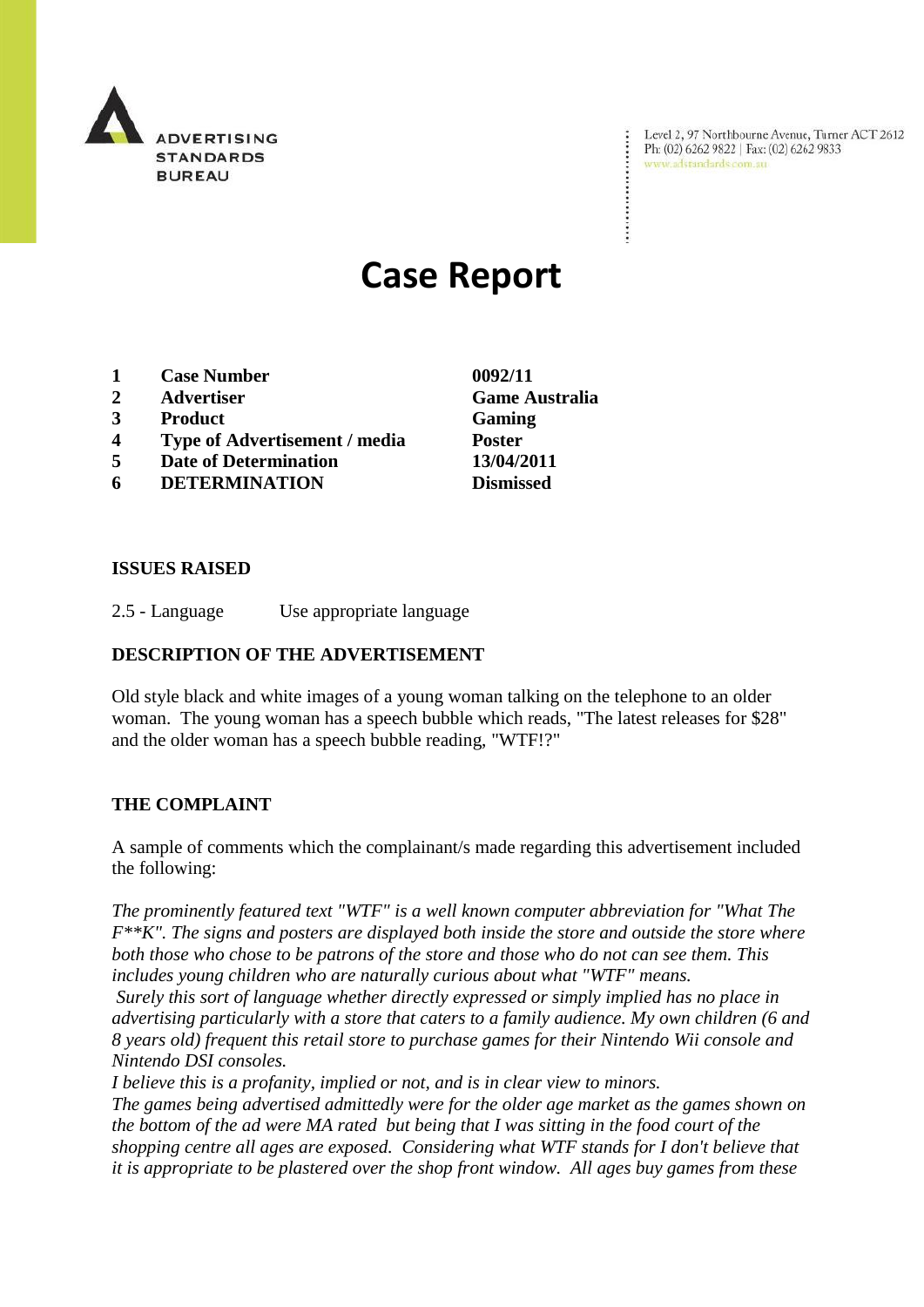ADVERTISING STANDARDS BUREAU

Level 2, 97 Northbourne Avenue, Turner ACT 2612
Ph: (02) 6262 9822 | Fax: (02) 6262 9833
www.adstandards.com.au

# Case Report

| | | |
|---|---|---|
| **1** | **Case Number** | **0092/11** |
| **2** | **Advertiser** | **Game Australia** |
| **3** | **Product** | **Gaming** |
| **4** | **Type of Advertisement / media** | **Poster** |
| **5** | **Date of Determination** | **13/04/2011** |
| **6** | **DETERMINATION** | **Dismissed** |

**ISSUES RAISED**

2.5 - Language Use appropriate language

**DESCRIPTION OF THE ADVERTISEMENT**

Old style black and white images of a young woman talking on the telephone to an older woman. The young woman has a speech bubble which reads, "The latest releases for $28" and the older woman has a speech bubble reading, "WTF!?"

**THE COMPLAINT**

A sample of comments which the complainant/s made regarding this advertisement included the following:

*The prominently featured text "WTF" is a well known computer abbreviation for "What The F**K". The signs and posters are displayed both inside the store and outside the store where both those who chose to be patrons of the store and those who do not can see them. This includes young children who are naturally curious about what "WTF" means.*
*Surely this sort of language whether directly expressed or simply implied has no place in advertising particularly with a store that caters to a family audience. My own children (6 and 8 years old) frequent this retail store to purchase games for their Nintendo Wii console and Nintendo DSI consoles.*
*I believe this is a profanity, implied or not, and is in clear view to minors.*
*The games being advertised admittedly were for the older age market as the games shown on the bottom of the ad were MA rated but being that I was sitting in the food court of the shopping centre all ages are exposed. Considering what WTF stands for I don't believe that it is appropriate to be plastered over the shop front window. All ages buy games from these*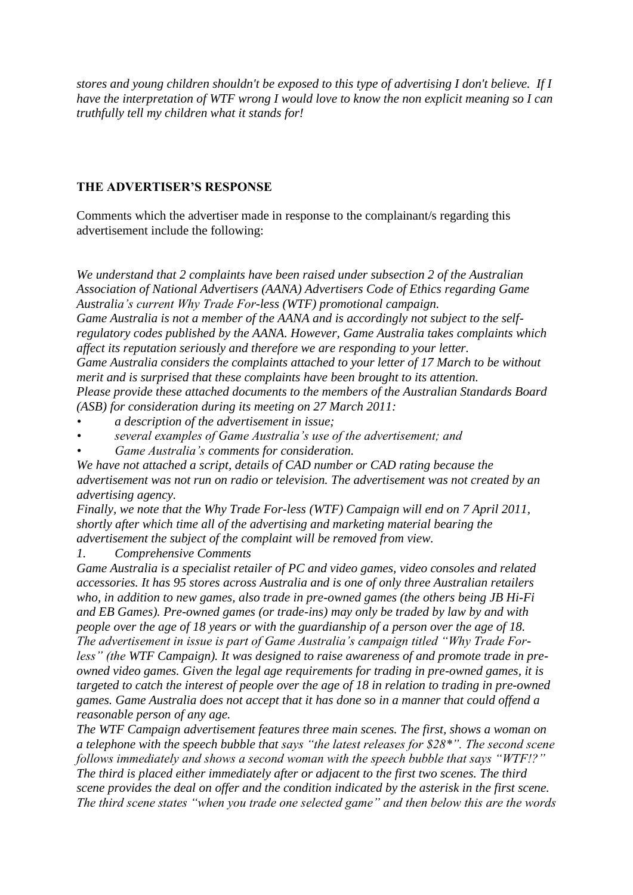*stores and young children shouldn't be exposed to this type of advertising I don't believe. If I have the interpretation of WTF wrong I would love to know the non explicit meaning so I can truthfully tell my children what it stands for!*

### THE ADVERTISER'S RESPONSE

Comments which the advertiser made in response to the complainant/s regarding this advertisement include the following:

*We understand that 2 complaints have been raised under subsection 2 of the Australian Association of National Advertisers (AANA) Advertisers Code of Ethics regarding Game Australia's current Why Trade For-less (WTF) promotional campaign.*

*Game Australia is not a member of the AANA and is accordingly not subject to the self-regulatory codes published by the AANA. However, Game Australia takes complaints which affect its reputation seriously and therefore we are responding to your letter.*

*Game Australia considers the complaints attached to your letter of 17 March to be without merit and is surprised that these complaints have been brought to its attention.*

*Please provide these attached documents to the members of the Australian Standards Board (ASB) for consideration during its meeting on 27 March 2011:*

- *a description of the advertisement in issue;*
- *several examples of Game Australia's use of the advertisement; and*
- *Game Australia's comments for consideration.*

*We have not attached a script, details of CAD number or CAD rating because the advertisement was not run on radio or television. The advertisement was not created by an advertising agency.*

*Finally, we note that the Why Trade For-less (WTF) Campaign will end on 7 April 2011, shortly after which time all of the advertising and marketing material bearing the advertisement the subject of the complaint will be removed from view.*

*1. Comprehensive Comments*

*Game Australia is a specialist retailer of PC and video games, video consoles and related accessories. It has 95 stores across Australia and is one of only three Australian retailers who, in addition to new games, also trade in pre-owned games (the others being JB Hi-Fi and EB Games). Pre-owned games (or trade-ins) may only be traded by law by and with people over the age of 18 years or with the guardianship of a person over the age of 18.*

*The advertisement in issue is part of Game Australia's campaign titled "Why Trade For-less" (the WTF Campaign). It was designed to raise awareness of and promote trade in pre-owned video games. Given the legal age requirements for trading in pre-owned games, it is targeted to catch the interest of people over the age of 18 in relation to trading in pre-owned games. Game Australia does not accept that it has done so in a manner that could offend a reasonable person of any age.*

*The WTF Campaign advertisement features three main scenes. The first, shows a woman on a telephone with the speech bubble that says "the latest releases for $28*". The second scene follows immediately and shows a second woman with the speech bubble that says "WTF!?" The third is placed either immediately after or adjacent to the first two scenes. The third scene provides the deal on offer and the condition indicated by the asterisk in the first scene. The third scene states "when you trade one selected game" and then below this are the words*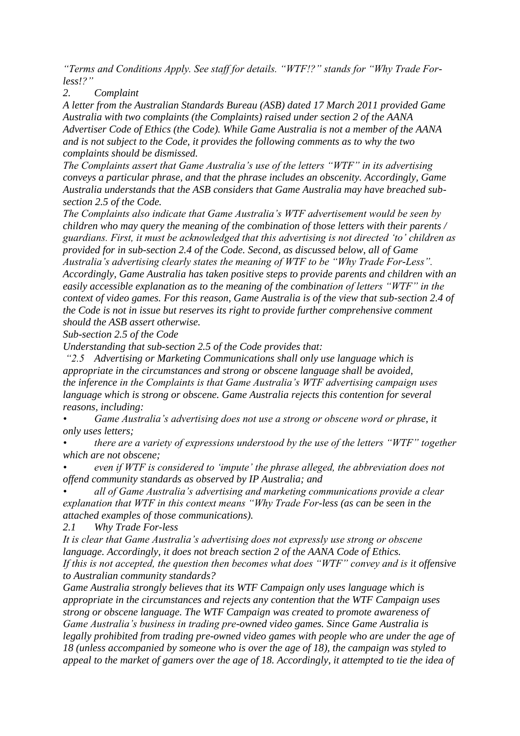*"Terms and Conditions Apply. See staff for details. "WTF!?" stands for "Why Trade For-less!?"*

*2. Complaint*

*A letter from the Australian Standards Bureau (ASB) dated 17 March 2011 provided Game Australia with two complaints (the Complaints) raised under section 2 of the AANA Advertiser Code of Ethics (the Code). While Game Australia is not a member of the AANA and is not subject to the Code, it provides the following comments as to why the two complaints should be dismissed.*

*The Complaints assert that Game Australia's use of the letters "WTF" in its advertising conveys a particular phrase, and that the phrase includes an obscenity. Accordingly, Game Australia understands that the ASB considers that Game Australia may have breached sub-section 2.5 of the Code.*

*The Complaints also indicate that Game Australia's WTF advertisement would be seen by children who may query the meaning of the combination of those letters with their parents / guardians. First, it must be acknowledged that this advertising is not directed 'to' children as provided for in sub-section 2.4 of the Code. Second, as discussed below, all of Game Australia's advertising clearly states the meaning of WTF to be "Why Trade For-Less". Accordingly, Game Australia has taken positive steps to provide parents and children with an easily accessible explanation as to the meaning of the combination of letters "WTF" in the context of video games. For this reason, Game Australia is of the view that sub-section 2.4 of the Code is not in issue but reserves its right to provide further comprehensive comment should the ASB assert otherwise.*

*Sub-section 2.5 of the Code*

*Understanding that sub-section 2.5 of the Code provides that:*

*"2.5 Advertising or Marketing Communications shall only use language which is appropriate in the circumstances and strong or obscene language shall be avoided, the inference in the Complaints is that Game Australia's WTF advertising campaign uses language which is strong or obscene. Game Australia rejects this contention for several reasons, including:*

- *Game Australia's advertising does not use a strong or obscene word or phrase, it only uses letters;*
- *there are a variety of expressions understood by the use of the letters "WTF" together which are not obscene;*
- *even if WTF is considered to 'impute' the phrase alleged, the abbreviation does not offend community standards as observed by IP Australia; and*
- *all of Game Australia's advertising and marketing communications provide a clear explanation that WTF in this context means "Why Trade For-less (as can be seen in the attached examples of those communications).*

*2.1 Why Trade For-less*

*It is clear that Game Australia's advertising does not expressly use strong or obscene language. Accordingly, it does not breach section 2 of the AANA Code of Ethics.*

*If this is not accepted, the question then becomes what does "WTF" convey and is it offensive to Australian community standards?*

*Game Australia strongly believes that its WTF Campaign only uses language which is appropriate in the circumstances and rejects any contention that the WTF Campaign uses strong or obscene language. The WTF Campaign was created to promote awareness of Game Australia's business in trading pre-owned video games. Since Game Australia is legally prohibited from trading pre-owned video games with people who are under the age of 18 (unless accompanied by someone who is over the age of 18), the campaign was styled to appeal to the market of gamers over the age of 18. Accordingly, it attempted to tie the idea of*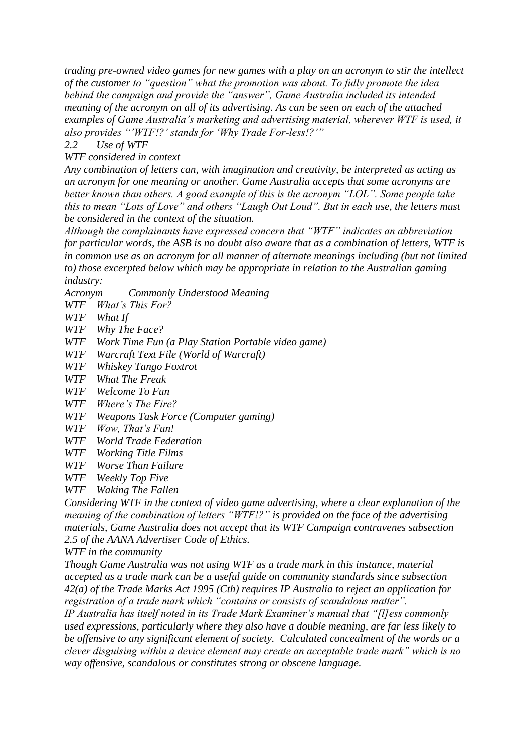*trading pre-owned video games for new games with a play on an acronym to stir the intellect of the customer to "question" what the promotion was about. To fully promote the idea behind the campaign and provide the "answer", Game Australia included its intended meaning of the acronym on all of its advertising. As can be seen on each of the attached examples of Game Australia's marketing and advertising material, wherever WTF is used, it also provides "'WTF!?' stands for 'Why Trade For-less!?'"*

*2.2 Use of WTF*

*WTF considered in context*

*Any combination of letters can, with imagination and creativity, be interpreted as acting as an acronym for one meaning or another. Game Australia accepts that some acronyms are better known than others. A good example of this is the acronym "LOL". Some people take this to mean "Lots of Love" and others "Laugh Out Loud". But in each use, the letters must be considered in the context of the situation.*

*Although the complainants have expressed concern that "WTF" indicates an abbreviation for particular words, the ASB is no doubt also aware that as a combination of letters, WTF is in common use as an acronym for all manner of alternate meanings including (but not limited to) those excerpted below which may be appropriate in relation to the Australian gaming industry:*

| *Acronym* | *Commonly Understood Meaning* |
| --- | --- |
| *WTF* | *What's This For?* |
| *WTF* | *What If* |
| *WTF* | *Why The Face?* |
| *WTF* | *Work Time Fun (a Play Station Portable video game)* |
| *WTF* | *Warcraft Text File (World of Warcraft)* |
| *WTF* | *Whiskey Tango Foxtrot* |
| *WTF* | *What The Freak* |
| *WTF* | *Welcome To Fun* |
| *WTF* | *Where's The Fire?* |
| *WTF* | *Weapons Task Force (Computer gaming)* |
| *WTF* | *Wow, That's Fun!* |
| *WTF* | *World Trade Federation* |
| *WTF* | *Working Title Films* |
| *WTF* | *Worse Than Failure* |
| *WTF* | *Weekly Top Five* |
| *WTF* | *Waking The Fallen* |

*Considering WTF in the context of video game advertising, where a clear explanation of the meaning of the combination of letters "WTF!?" is provided on the face of the advertising materials, Game Australia does not accept that its WTF Campaign contravenes subsection 2.5 of the AANA Advertiser Code of Ethics.*

*WTF in the community*

*Though Game Australia was not using WTF as a trade mark in this instance, material accepted as a trade mark can be a useful guide on community standards since subsection 42(a) of the Trade Marks Act 1995 (Cth) requires IP Australia to reject an application for registration of a trade mark which "contains or consists of scandalous matter".*

*IP Australia has itself noted in its Trade Mark Examiner's manual that "[l]ess commonly used expressions, particularly where they also have a double meaning, are far less likely to be offensive to any significant element of society. Calculated concealment of the words or a clever disguising within a device element may create an acceptable trade mark" which is no way offensive, scandalous or constitutes strong or obscene language.*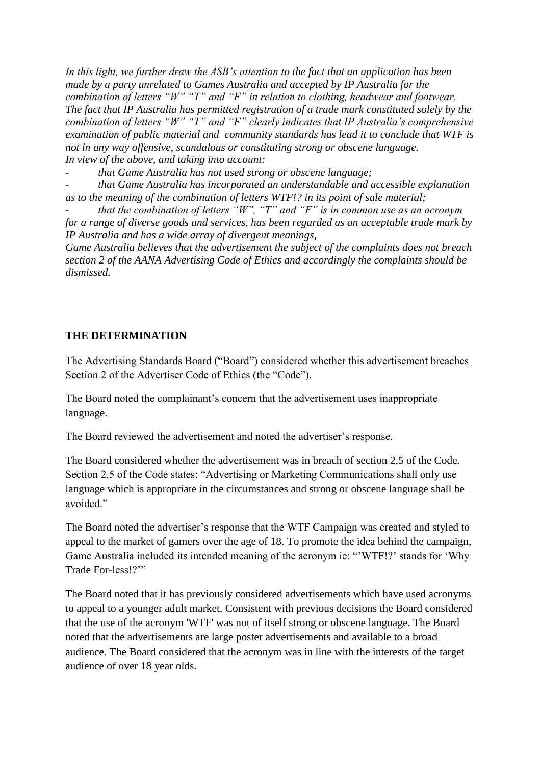*In this light, we further draw the ASB's attention to the fact that an application has been made by a party unrelated to Games Australia and accepted by IP Australia for the combination of letters "W" "T" and "F" in relation to clothing, headwear and footwear. The fact that IP Australia has permitted registration of a trade mark constituted solely by the combination of letters "W" "T" and "F" clearly indicates that IP Australia's comprehensive examination of public material and community standards has lead it to conclude that WTF is not in any way offensive, scandalous or constituting strong or obscene language.*
*In view of the above, and taking into account:*

- *that Game Australia has not used strong or obscene language;*
- *that Game Australia has incorporated an understandable and accessible explanation as to the meaning of the combination of letters WTF!? in its point of sale material;*
- *that the combination of letters "W", "T" and "F" is in common use as an acronym for a range of diverse goods and services, has been regarded as an acceptable trade mark by IP Australia and has a wide array of divergent meanings,*

*Game Australia believes that the advertisement the subject of the complaints does not breach section 2 of the AANA Advertising Code of Ethics and accordingly the complaints should be dismissed.*

**THE DETERMINATION**

The Advertising Standards Board ("Board") considered whether this advertisement breaches Section 2 of the Advertiser Code of Ethics (the "Code").

The Board noted the complainant's concern that the advertisement uses inappropriate language.

The Board reviewed the advertisement and noted the advertiser's response.

The Board considered whether the advertisement was in breach of section 2.5 of the Code. Section 2.5 of the Code states: "Advertising or Marketing Communications shall only use language which is appropriate in the circumstances and strong or obscene language shall be avoided."

The Board noted the advertiser's response that the WTF Campaign was created and styled to appeal to the market of gamers over the age of 18. To promote the idea behind the campaign, Game Australia included its intended meaning of the acronym ie: "'WTF!?' stands for 'Why Trade For-less!?'"

The Board noted that it has previously considered advertisements which have used acronyms to appeal to a younger adult market. Consistent with previous decisions the Board considered that the use of the acronym 'WTF' was not of itself strong or obscene language. The Board noted that the advertisements are large poster advertisements and available to a broad audience. The Board considered that the acronym was in line with the interests of the target audience of over 18 year olds.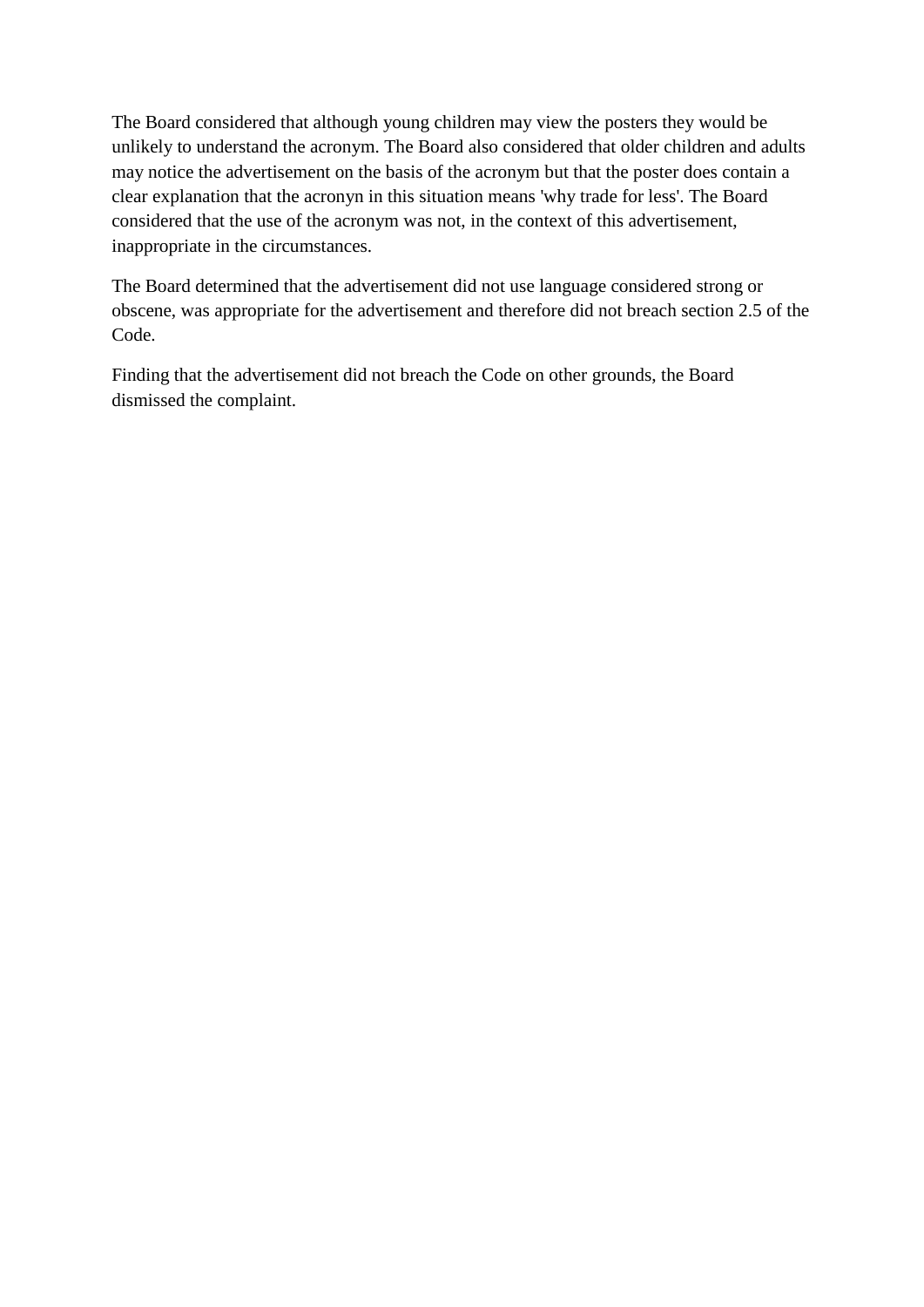The Board considered that although young children may view the posters they would be unlikely to understand the acronym. The Board also considered that older children and adults may notice the advertisement on the basis of the acronym but that the poster does contain a clear explanation that the acronyn in this situation means 'why trade for less'. The Board considered that the use of the acronym was not, in the context of this advertisement, inappropriate in the circumstances.

The Board determined that the advertisement did not use language considered strong or obscene, was appropriate for the advertisement and therefore did not breach section 2.5 of the Code.

Finding that the advertisement did not breach the Code on other grounds, the Board dismissed the complaint.